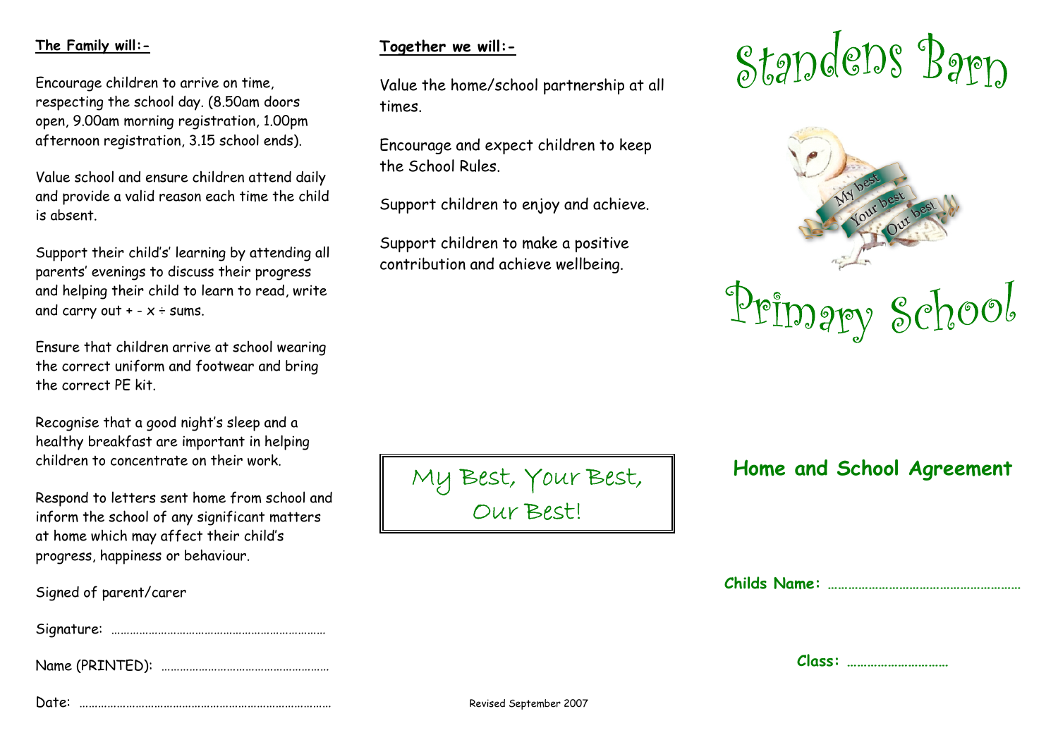**The Family will:-**

Encourage children to arrive on time, respecting the school day. (8.50am doors open, 9.00am morning registration, 1.00pm afternoon registration, 3.15 school ends).

Value school and ensure children attend daily and provide a valid reason each time the child is absent.

Support their child's' learning by attending all parents' evenings to discuss their progress and helping their child to learn to read, write and carry out + - x ÷ sums.

Ensure that children arrive at school wearing the correct uniform and footwear and bring the correct PE kit.

Recognise that a good night's sleep and a healthy breakfast are important in helping children to concentrate on their work.

Respond to letters sent home from school and inform the school of any significant matters at home which may affect their child's progress, happiness or behaviour.

Signed of parent/carer

Signature: ……………………………………………………………

Name (PRINTED): ………………………………………………

Date: ………………………………………………………………………

**Together we will:-**

Value the home/school partnership at all times.

Encourage and expect children to keep the School Rules.

Support children to enjoy and achieve.

Support children to make a positive contribution and achieve wellbeing.

My Best, Your Best, Our Best!

Revised September 2007

# Standens Barn

My best Your best Our best

# Primary School

## Home and School Agreement

**Childs Name:** …………………………………………………

**Class:** …………………………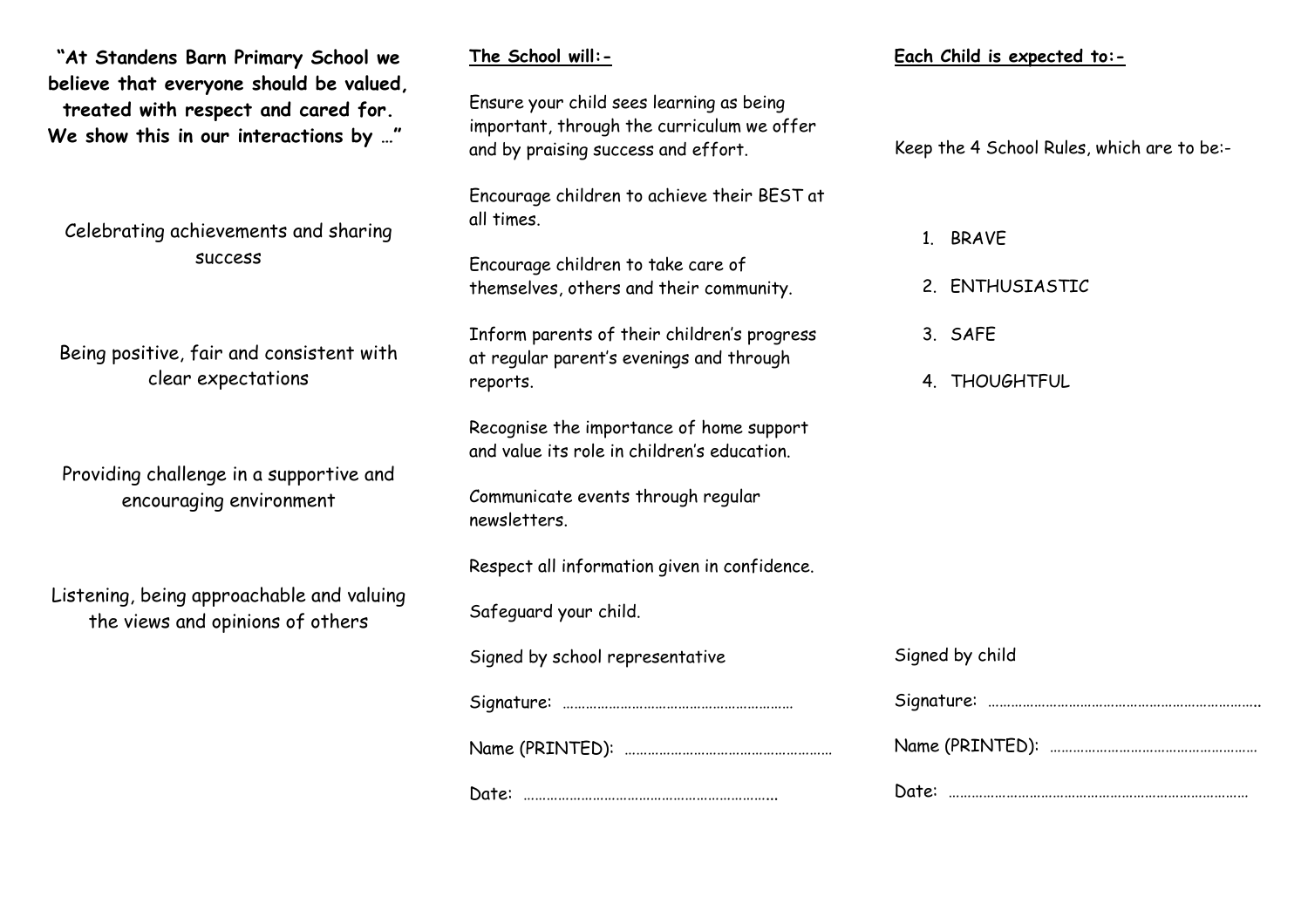**"At Standens Barn Primary School we believe that everyone should be valued, treated with respect and cared for. We show this in our interactions by …"**

Celebrating achievements and sharing success

Being positive, fair and consistent with clear expectations

Providing challenge in a supportive and encouraging environment

Listening, being approachable and valuing the views and opinions of others

**The School will:-**

Ensure your child sees learning as being important, through the curriculum we offer and by praising success and effort.

Encourage children to achieve their BEST at all times.

Encourage children to take care of themselves, others and their community.

Inform parents of their children's progress at regular parent's evenings and through reports.

Recognise the importance of home support and value its role in children's education.

Communicate events through regular newsletters.

Respect all information given in confidence.

Safeguard your child.

Signed by school representative

Signature: ……………………………………………………

Name (PRINTED): ……………………………………………

Date: ………………………………………………………...

**Each Child is expected to:-**

Keep the 4 School Rules, which are to be:-

1. BRAVE
2. ENTHUSIASTIC
3. SAFE
4. THOUGHTFUL

Signed by child

Signature: ……………………………………………………………..

Name (PRINTED): ……………………………………………

Date: ……………………………………………………………………